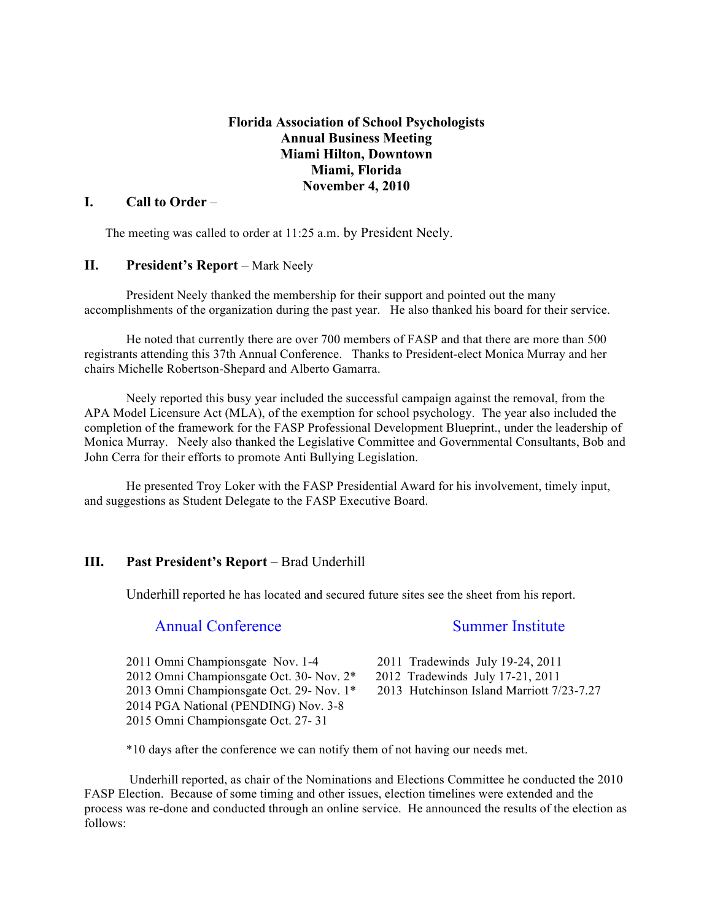**Florida Association of School Psychologists**
**Annual Business Meeting**
**Miami Hilton, Downtown**
**Miami, Florida**
**November 4, 2010**

## I. Call to Order –

The meeting was called to order at 11:25 a.m. by President Neely.

## II. President's Report – Mark Neely

President Neely thanked the membership for their support and pointed out the many accomplishments of the organization during the past year. He also thanked his board for their service.

He noted that currently there are over 700 members of FASP and that there are more than 500 registrants attending this 37th Annual Conference. Thanks to President-elect Monica Murray and her chairs Michelle Robertson-Shepard and Alberto Gamarra.

Neely reported this busy year included the successful campaign against the removal, from the APA Model Licensure Act (MLA), of the exemption for school psychology. The year also included the completion of the framework for the FASP Professional Development Blueprint., under the leadership of Monica Murray. Neely also thanked the Legislative Committee and Governmental Consultants, Bob and John Cerra for their efforts to promote Anti Bullying Legislation.

He presented Troy Loker with the FASP Presidential Award for his involvement, timely input, and suggestions as Student Delegate to the FASP Executive Board.

## III. Past President's Report – Brad Underhill

Underhill reported he has located and secured future sites see the sheet from his report.

| Annual Conference | Summer Institute |
|---|---|
| 2011 Omni Championsgate Nov. 1-4 | 2011 Tradewinds July 19-24, 2011 |
| 2012 Omni Championsgate Oct. 30- Nov. 2* | 2012 Tradewinds July 17-21, 2011 |
| 2013 Omni Championsgate Oct. 29- Nov. 1* | 2013 Hutchinson Island Marriott 7/23-7.27 |
| 2014 PGA National (PENDING) Nov. 3-8 | |
| 2015 Omni Championsgate Oct. 27- 31 | |

*10 days after the conference we can notify them of not having our needs met.

Underhill reported, as chair of the Nominations and Elections Committee he conducted the 2010 FASP Election. Because of some timing and other issues, election timelines were extended and the process was re-done and conducted through an online service. He announced the results of the election as follows: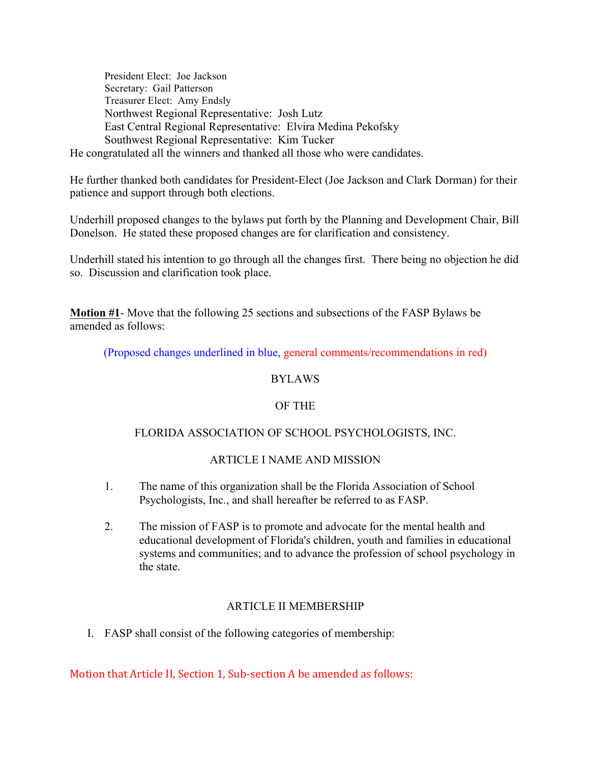President Elect: Joe Jackson
Secretary: Gail Patterson
Treasurer Elect: Amy Endsly
Northwest Regional Representative: Josh Lutz
East Central Regional Representative: Elvira Medina Pekofsky
Southwest Regional Representative: Kim Tucker

He congratulated all the winners and thanked all those who were candidates.

He further thanked both candidates for President-Elect (Joe Jackson and Clark Dorman) for their patience and support through both elections.

Underhill proposed changes to the bylaws put forth by the Planning and Development Chair, Bill Donelson. He stated these proposed changes are for clarification and consistency.

Underhill stated his intention to go through all the changes first. There being no objection he did so. Discussion and clarification took place.

**Motion #1**- Move that the following 25 sections and subsections of the FASP Bylaws be amended as follows:

(Proposed changes underlined in blue, general comments/recommendations in red)

BYLAWS

OF THE

FLORIDA ASSOCIATION OF SCHOOL PSYCHOLOGISTS, INC.

ARTICLE I NAME AND MISSION

1. The name of this organization shall be the Florida Association of School Psychologists, Inc., and shall hereafter be referred to as FASP.

2. The mission of FASP is to promote and advocate for the mental health and educational development of Florida's children, youth and families in educational systems and communities; and to advance the profession of school psychology in the state.

ARTICLE II MEMBERSHIP

I. FASP shall consist of the following categories of membership:

Motion that Article II, Section 1, Sub-section A be amended as follows: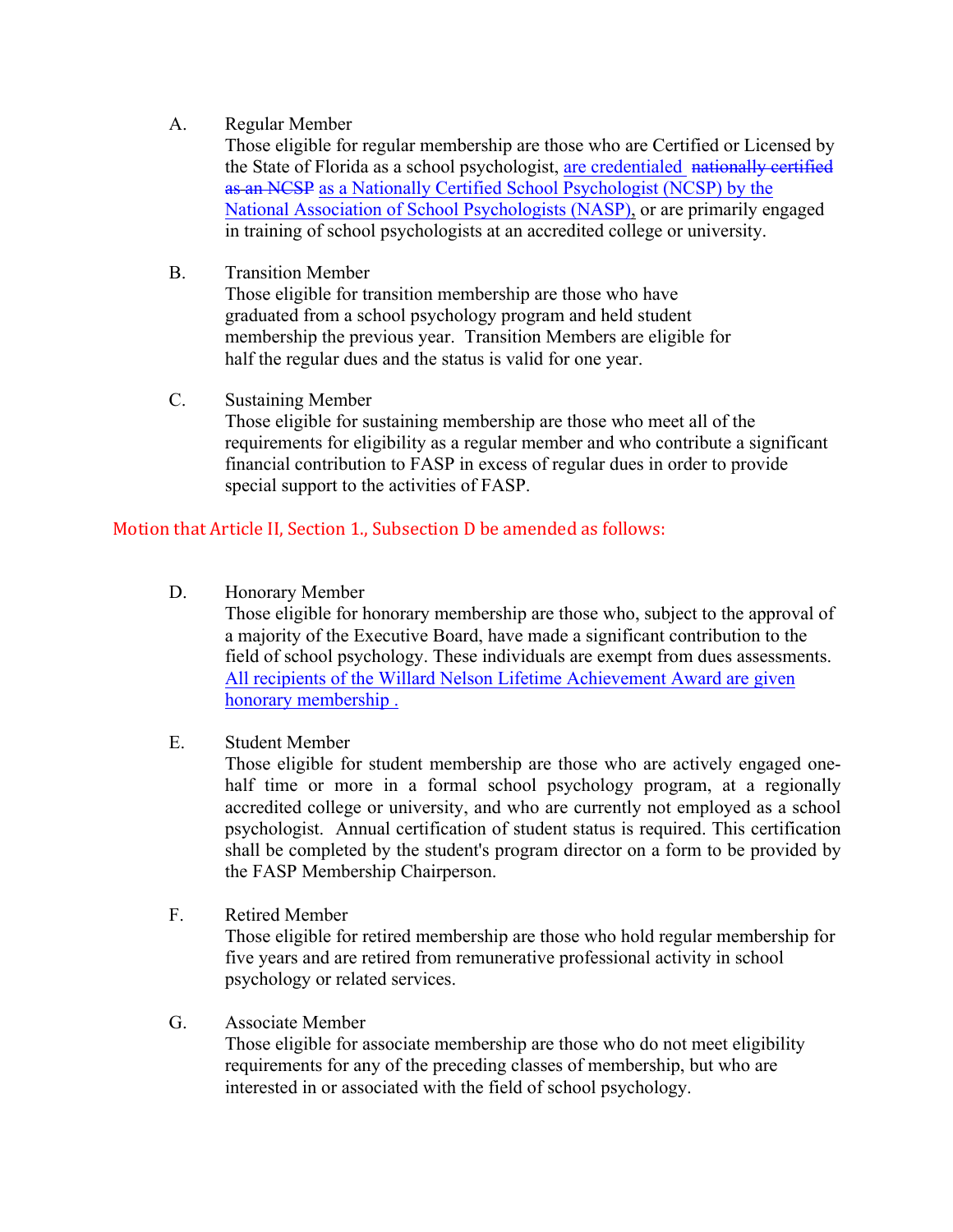A. Regular Member

Those eligible for regular membership are those who are Certified or Licensed by the State of Florida as a school psychologist, are credentialed ~~nationally certified as an NCSP~~ as a Nationally Certified School Psychologist (NCSP) by the National Association of School Psychologists (NASP), or are primarily engaged in training of school psychologists at an accredited college or university.

B. Transition Member

Those eligible for transition membership are those who have graduated from a school psychology program and held student membership the previous year. Transition Members are eligible for half the regular dues and the status is valid for one year.

C. Sustaining Member

Those eligible for sustaining membership are those who meet all of the requirements for eligibility as a regular member and who contribute a significant financial contribution to FASP in excess of regular dues in order to provide special support to the activities of FASP.

Motion that Article II, Section 1., Subsection D be amended as follows:

D. Honorary Member

Those eligible for honorary membership are those who, subject to the approval of a majority of the Executive Board, have made a significant contribution to the field of school psychology. These individuals are exempt from dues assessments. All recipients of the Willard Nelson Lifetime Achievement Award are given honorary membership .

E. Student Member

Those eligible for student membership are those who are actively engaged one-half time or more in a formal school psychology program, at a regionally accredited college or university, and who are currently not employed as a school psychologist. Annual certification of student status is required. This certification shall be completed by the student's program director on a form to be provided by the FASP Membership Chairperson.

F. Retired Member

Those eligible for retired membership are those who hold regular membership for five years and are retired from remunerative professional activity in school psychology or related services.

G. Associate Member

Those eligible for associate membership are those who do not meet eligibility requirements for any of the preceding classes of membership, but who are interested in or associated with the field of school psychology.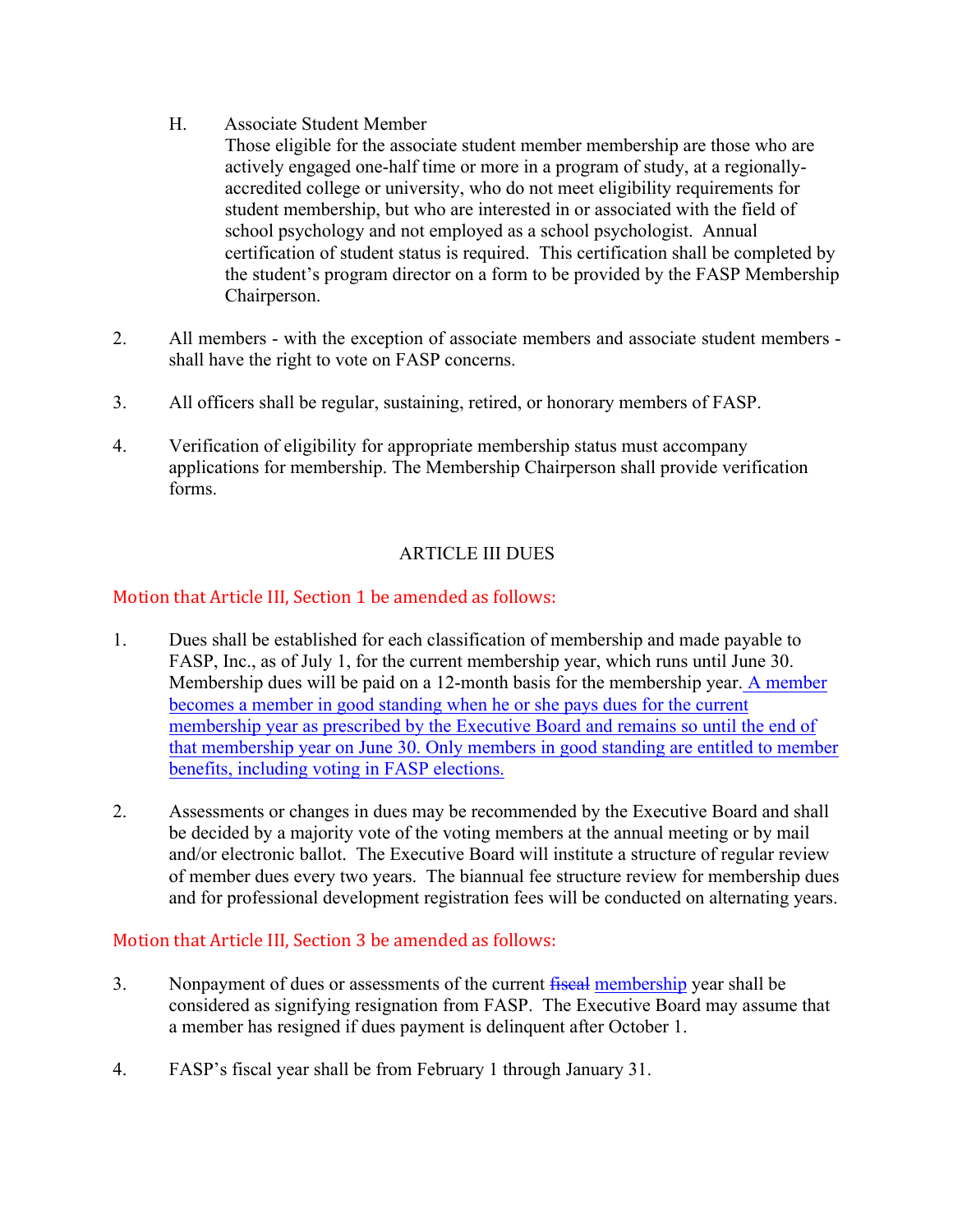H. Associate Student Member

Those eligible for the associate student member membership are those who are actively engaged one-half time or more in a program of study, at a regionally-accredited college or university, who do not meet eligibility requirements for student membership, but who are interested in or associated with the field of school psychology and not employed as a school psychologist. Annual certification of student status is required. This certification shall be completed by the student's program director on a form to be provided by the FASP Membership Chairperson.

2. All members - with the exception of associate members and associate student members - shall have the right to vote on FASP concerns.

3. All officers shall be regular, sustaining, retired, or honorary members of FASP.

4. Verification of eligibility for appropriate membership status must accompany applications for membership. The Membership Chairperson shall provide verification forms.

## ARTICLE III DUES

Motion that Article III, Section 1 be amended as follows:

1. Dues shall be established for each classification of membership and made payable to FASP, Inc., as of July 1, for the current membership year, which runs until June 30. Membership dues will be paid on a 12-month basis for the membership year. <u>A member becomes a member in good standing when he or she pays dues for the current membership year as prescribed by the Executive Board and remains so until the end of that membership year on June 30. Only members in good standing are entitled to member benefits, including voting in FASP elections.</u>

2. Assessments or changes in dues may be recommended by the Executive Board and shall be decided by a majority vote of the voting members at the annual meeting or by mail and/or electronic ballot. The Executive Board will institute a structure of regular review of member dues every two years. The biannual fee structure review for membership dues and for professional development registration fees will be conducted on alternating years.

Motion that Article III, Section 3 be amended as follows:

3. Nonpayment of dues or assessments of the current ~~fiscal~~ <u>membership</u> year shall be considered as signifying resignation from FASP. The Executive Board may assume that a member has resigned if dues payment is delinquent after October 1.

4. FASP's fiscal year shall be from February 1 through January 31.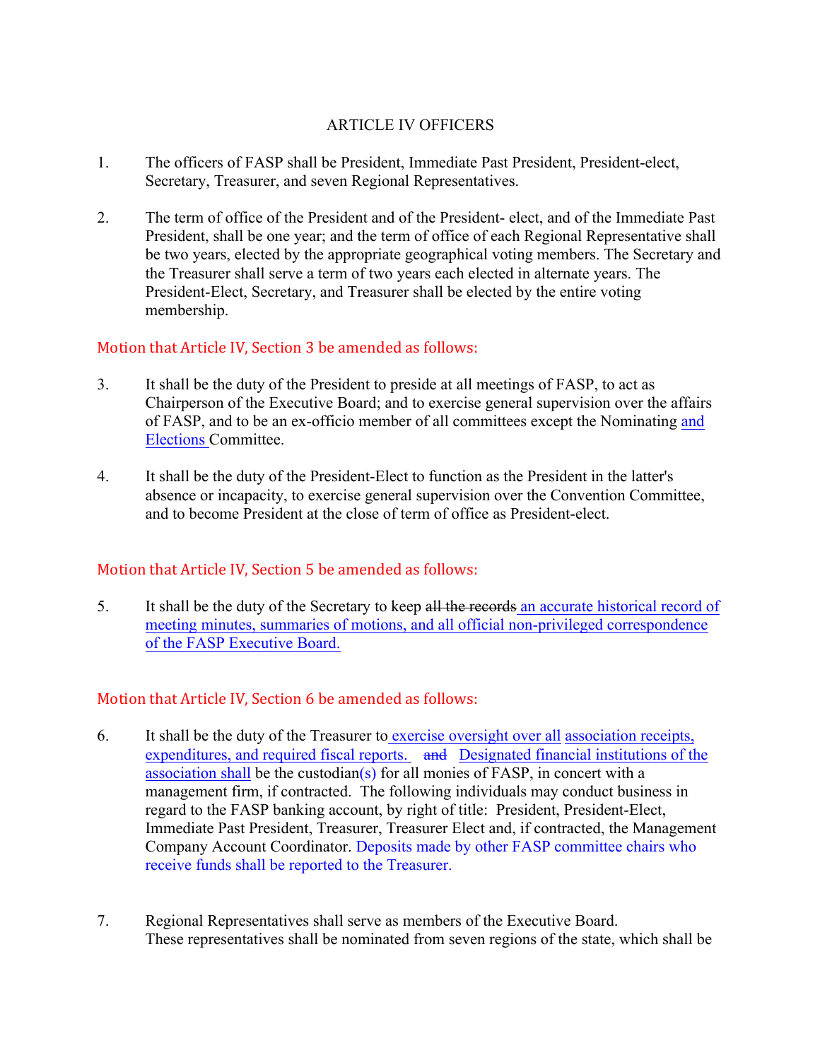ARTICLE IV OFFICERS

1. The officers of FASP shall be President, Immediate Past President, President-elect, Secretary, Treasurer, and seven Regional Representatives.

2. The term of office of the President and of the President- elect, and of the Immediate Past President, shall be one year; and the term of office of each Regional Representative shall be two years, elected by the appropriate geographical voting members. The Secretary and the Treasurer shall serve a term of two years each elected in alternate years. The President-Elect, Secretary, and Treasurer shall be elected by the entire voting membership.

Motion that Article IV, Section 3 be amended as follows:

3. It shall be the duty of the President to preside at all meetings of FASP, to act as Chairperson of the Executive Board; and to exercise general supervision over the affairs of FASP, and to be an ex-officio member of all committees except the Nominating <u>and Elections</u> Committee.

4. It shall be the duty of the President-Elect to function as the President in the latter's absence or incapacity, to exercise general supervision over the Convention Committee, and to become President at the close of term of office as President-elect.

Motion that Article IV, Section 5 be amended as follows:

5. It shall be the duty of the Secretary to keep ~~all the records~~ <u>an accurate historical record of meeting minutes, summaries of motions, and all official non-privileged correspondence of the FASP Executive Board.</u>

Motion that Article IV, Section 6 be amended as follows:

6. It shall be the duty of the Treasurer to <u>exercise oversight over all association receipts, expenditures, and required fiscal reports.</u> ~~and~~ <u>Designated financial institutions of the association shall</u> be the custodian<u>(s)</u> for all monies of FASP, in concert with a management firm, if contracted. The following individuals may conduct business in regard to the FASP banking account, by right of title: President, President-Elect, Immediate Past President, Treasurer, Treasurer Elect and, if contracted, the Management Company Account Coordinator. Deposits made by other FASP committee chairs who receive funds shall be reported to the Treasurer.

7. Regional Representatives shall serve as members of the Executive Board. These representatives shall be nominated from seven regions of the state, which shall be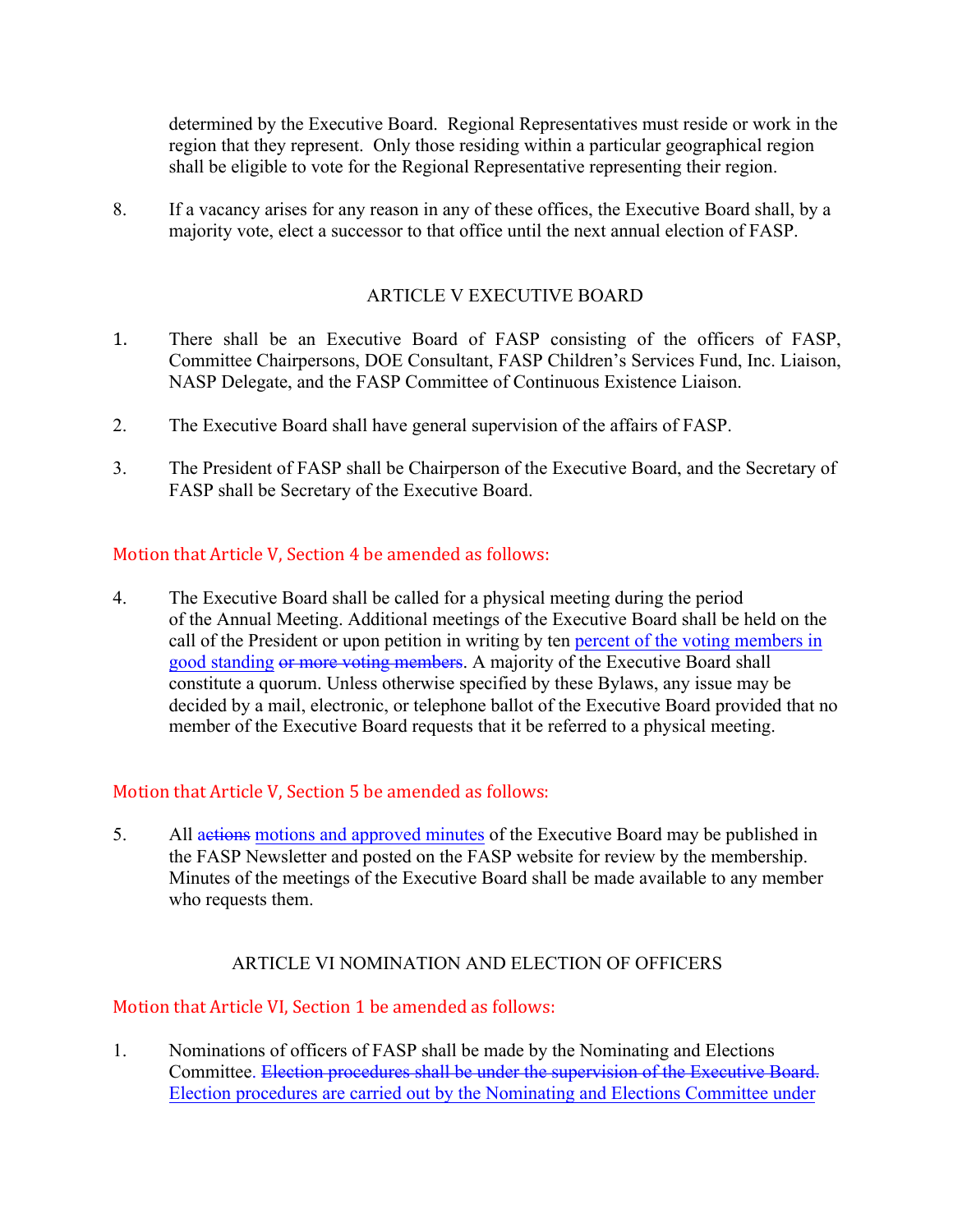determined by the Executive Board. Regional Representatives must reside or work in the region that they represent. Only those residing within a particular geographical region shall be eligible to vote for the Regional Representative representing their region.

8. If a vacancy arises for any reason in any of these offices, the Executive Board shall, by a majority vote, elect a successor to that office until the next annual election of FASP.

## ARTICLE V EXECUTIVE BOARD

1. There shall be an Executive Board of FASP consisting of the officers of FASP, Committee Chairpersons, DOE Consultant, FASP Children's Services Fund, Inc. Liaison, NASP Delegate, and the FASP Committee of Continuous Existence Liaison.

2. The Executive Board shall have general supervision of the affairs of FASP.

3. The President of FASP shall be Chairperson of the Executive Board, and the Secretary of FASP shall be Secretary of the Executive Board.

Motion that Article V, Section 4 be amended as follows:

4. The Executive Board shall be called for a physical meeting during the period of the Annual Meeting. Additional meetings of the Executive Board shall be held on the call of the President or upon petition in writing by ten <u>percent of the voting members in good standing</u> ~~or more voting members~~. A majority of the Executive Board shall constitute a quorum. Unless otherwise specified by these Bylaws, any issue may be decided by a mail, electronic, or telephone ballot of the Executive Board provided that no member of the Executive Board requests that it be referred to a physical meeting.

Motion that Article V, Section 5 be amended as follows:

5. All ~~actions~~ <u>motions and approved minutes</u> of the Executive Board may be published in the FASP Newsletter and posted on the FASP website for review by the membership. Minutes of the meetings of the Executive Board shall be made available to any member who requests them.

## ARTICLE VI NOMINATION AND ELECTION OF OFFICERS

Motion that Article VI, Section 1 be amended as follows:

1. Nominations of officers of FASP shall be made by the Nominating and Elections Committee. ~~Election procedures shall be under the supervision of the Executive Board.~~ <u>Election procedures are carried out by the Nominating and Elections Committee under</u>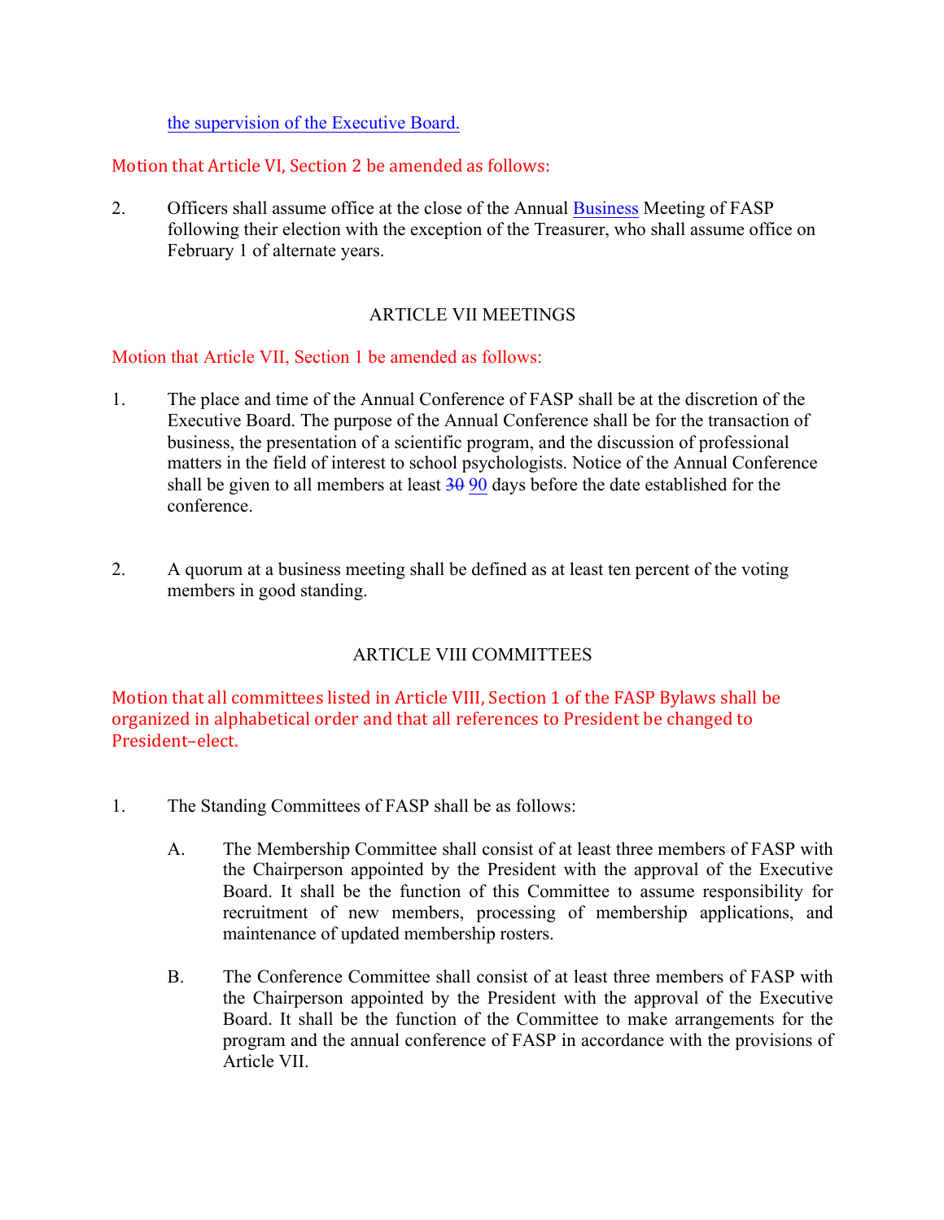the supervision of the Executive Board.

Motion that Article VI, Section 2 be amended as follows:

2. Officers shall assume office at the close of the Annual Business Meeting of FASP following their election with the exception of the Treasurer, who shall assume office on February 1 of alternate years.

## ARTICLE VII MEETINGS

Motion that Article VII, Section 1 be amended as follows:

1. The place and time of the Annual Conference of FASP shall be at the discretion of the Executive Board. The purpose of the Annual Conference shall be for the transaction of business, the presentation of a scientific program, and the discussion of professional matters in the field of interest to school psychologists. Notice of the Annual Conference shall be given to all members at least ~~30~~ 90 days before the date established for the conference.

2. A quorum at a business meeting shall be defined as at least ten percent of the voting members in good standing.

## ARTICLE VIII COMMITTEES

Motion that all committees listed in Article VIII, Section 1 of the FASP Bylaws shall be organized in alphabetical order and that all references to President be changed to President–elect.

1. The Standing Committees of FASP shall be as follows:

   A. The Membership Committee shall consist of at least three members of FASP with the Chairperson appointed by the President with the approval of the Executive Board. It shall be the function of this Committee to assume responsibility for recruitment of new members, processing of membership applications, and maintenance of updated membership rosters.

   B. The Conference Committee shall consist of at least three members of FASP with the Chairperson appointed by the President with the approval of the Executive Board. It shall be the function of the Committee to make arrangements for the program and the annual conference of FASP in accordance with the provisions of Article VII.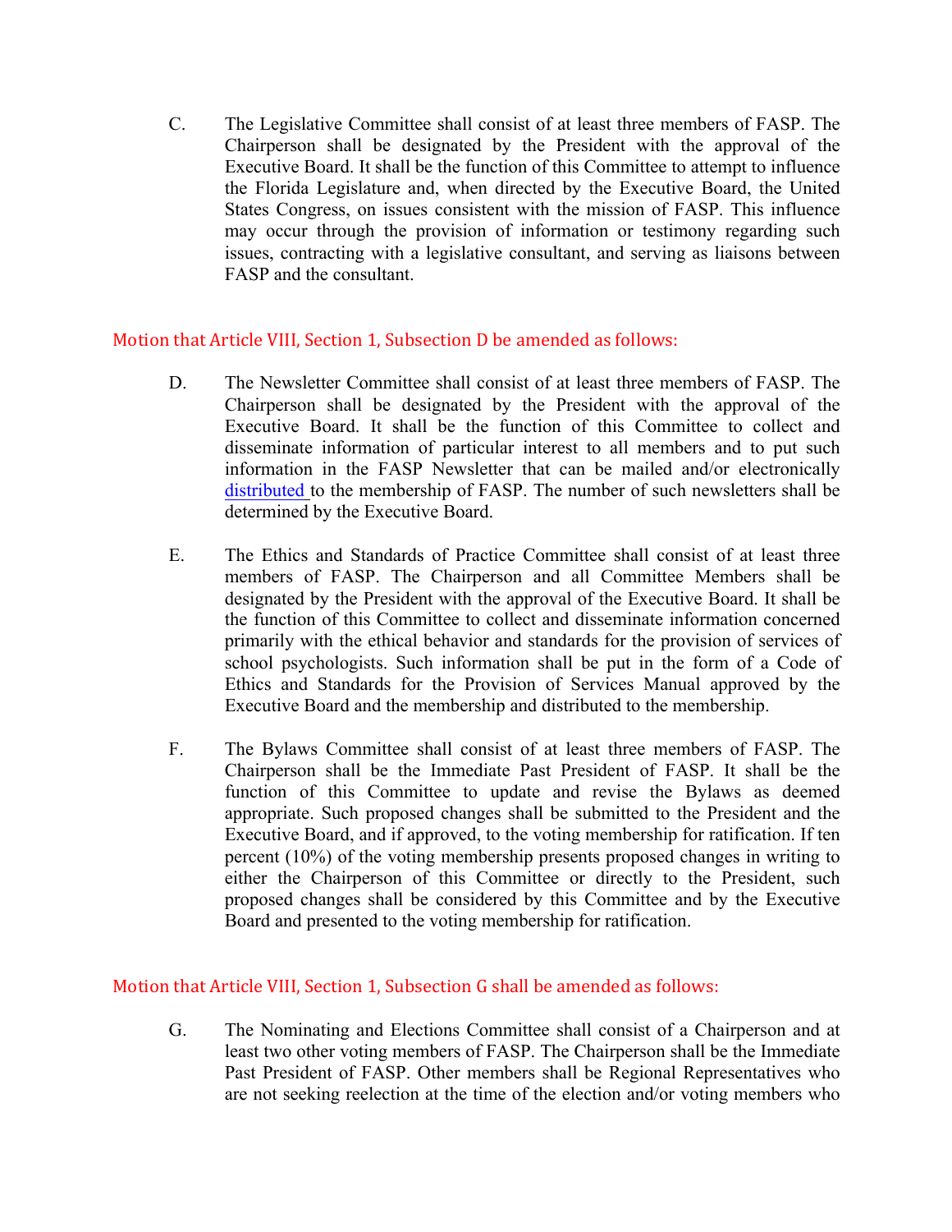C. The Legislative Committee shall consist of at least three members of FASP. The Chairperson shall be designated by the President with the approval of the Executive Board. It shall be the function of this Committee to attempt to influence the Florida Legislature and, when directed by the Executive Board, the United States Congress, on issues consistent with the mission of FASP. This influence may occur through the provision of information or testimony regarding such issues, contracting with a legislative consultant, and serving as liaisons between FASP and the consultant.

Motion that Article VIII, Section 1, Subsection D be amended as follows:

D. The Newsletter Committee shall consist of at least three members of FASP. The Chairperson shall be designated by the President with the approval of the Executive Board. It shall be the function of this Committee to collect and disseminate information of particular interest to all members and to put such information in the FASP Newsletter that can be mailed and/or electronically distributed to the membership of FASP. The number of such newsletters shall be determined by the Executive Board.

E. The Ethics and Standards of Practice Committee shall consist of at least three members of FASP. The Chairperson and all Committee Members shall be designated by the President with the approval of the Executive Board. It shall be the function of this Committee to collect and disseminate information concerned primarily with the ethical behavior and standards for the provision of services of school psychologists. Such information shall be put in the form of a Code of Ethics and Standards for the Provision of Services Manual approved by the Executive Board and the membership and distributed to the membership.

F. The Bylaws Committee shall consist of at least three members of FASP. The Chairperson shall be the Immediate Past President of FASP. It shall be the function of this Committee to update and revise the Bylaws as deemed appropriate. Such proposed changes shall be submitted to the President and the Executive Board, and if approved, to the voting membership for ratification. If ten percent (10%) of the voting membership presents proposed changes in writing to either the Chairperson of this Committee or directly to the President, such proposed changes shall be considered by this Committee and by the Executive Board and presented to the voting membership for ratification.

Motion that Article VIII, Section 1, Subsection G shall be amended as follows:

G. The Nominating and Elections Committee shall consist of a Chairperson and at least two other voting members of FASP. The Chairperson shall be the Immediate Past President of FASP. Other members shall be Regional Representatives who are not seeking reelection at the time of the election and/or voting members who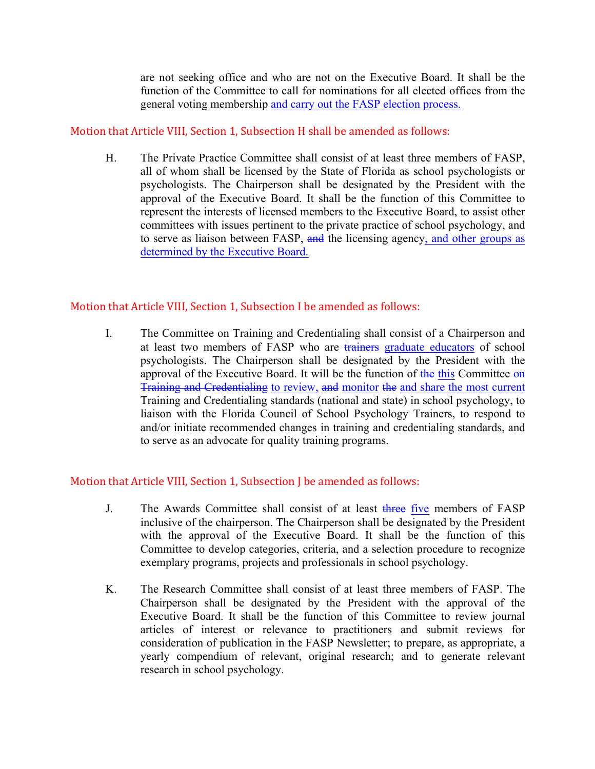are not seeking office and who are not on the Executive Board. It shall be the function of the Committee to call for nominations for all elected offices from the general voting membership <u>and carry out the FASP election process.</u>

Motion that Article VIII, Section 1, Subsection H shall be amended as follows:

H. The Private Practice Committee shall consist of at least three members of FASP, all of whom shall be licensed by the State of Florida as school psychologists or psychologists. The Chairperson shall be designated by the President with the approval of the Executive Board. It shall be the function of this Committee to represent the interests of licensed members to the Executive Board, to assist other committees with issues pertinent to the private practice of school psychology, and to serve as liaison between FASP, ~~and~~ the licensing agency<u>, and other groups as determined by the Executive Board.</u>

Motion that Article VIII, Section 1, Subsection I be amended as follows:

I. The Committee on Training and Credentialing shall consist of a Chairperson and at least two members of FASP who are ~~trainers~~ <u>graduate educators</u> of school psychologists. The Chairperson shall be designated by the President with the approval of the Executive Board. It will be the function of ~~the~~ <u>this</u> Committee ~~on Training and Credentialing~~ <u>to review,</u> ~~and~~ <u>monitor</u> ~~the~~ <u>and share the most current</u> Training and Credentialing standards (national and state) in school psychology, to liaison with the Florida Council of School Psychology Trainers, to respond to and/or initiate recommended changes in training and credentialing standards, and to serve as an advocate for quality training programs.

Motion that Article VIII, Section 1, Subsection J be amended as follows:

J. The Awards Committee shall consist of at least ~~three~~ <u>five</u> members of FASP inclusive of the chairperson. The Chairperson shall be designated by the President with the approval of the Executive Board. It shall be the function of this Committee to develop categories, criteria, and a selection procedure to recognize exemplary programs, projects and professionals in school psychology.

K. The Research Committee shall consist of at least three members of FASP. The Chairperson shall be designated by the President with the approval of the Executive Board. It shall be the function of this Committee to review journal articles of interest or relevance to practitioners and submit reviews for consideration of publication in the FASP Newsletter; to prepare, as appropriate, a yearly compendium of relevant, original research; and to generate relevant research in school psychology.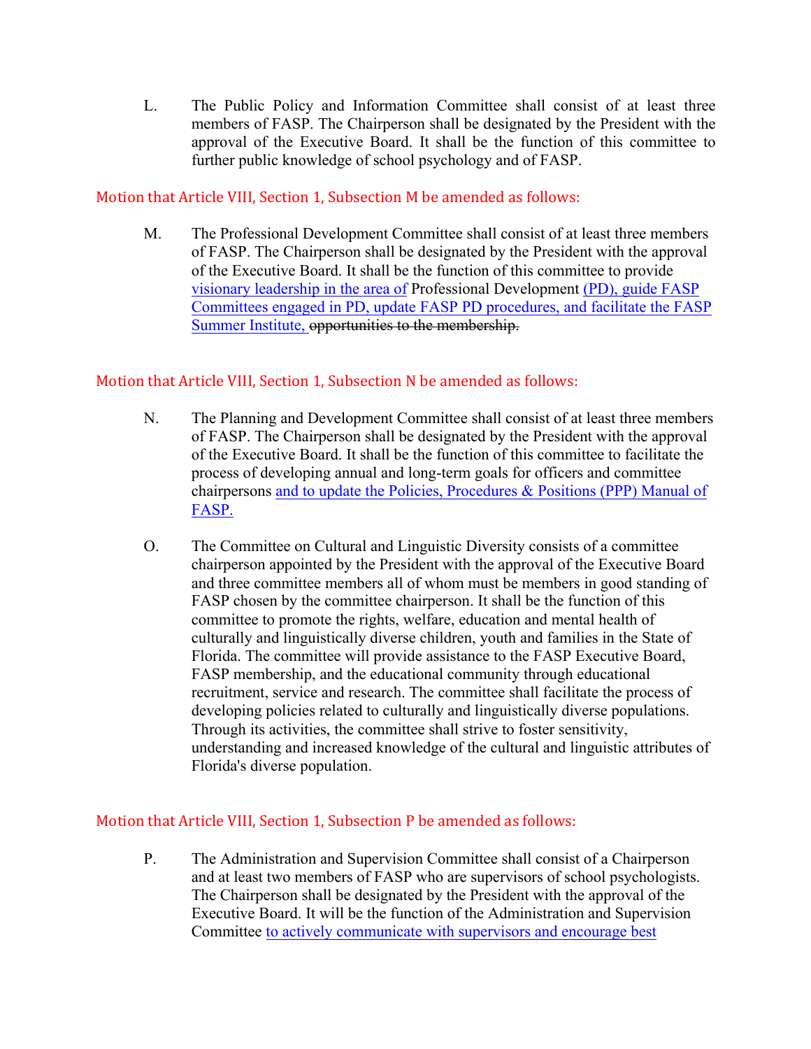L. The Public Policy and Information Committee shall consist of at least three members of FASP. The Chairperson shall be designated by the President with the approval of the Executive Board. It shall be the function of this committee to further public knowledge of school psychology and of FASP.

Motion that Article VIII, Section 1, Subsection M be amended as follows:

M. The Professional Development Committee shall consist of at least three members of FASP. The Chairperson shall be designated by the President with the approval of the Executive Board. It shall be the function of this committee to provide <u>visionary leadership in the area of</u> Professional Development <u>(PD), guide FASP Committees engaged in PD, update FASP PD procedures, and facilitate the FASP Summer Institute,</u> ~~opportunities to the membership.~~

Motion that Article VIII, Section 1, Subsection N be amended as follows:

N. The Planning and Development Committee shall consist of at least three members of FASP. The Chairperson shall be designated by the President with the approval of the Executive Board. It shall be the function of this committee to facilitate the process of developing annual and long-term goals for officers and committee chairpersons <u>and to update the Policies, Procedures & Positions (PPP) Manual of FASP.</u>

O. The Committee on Cultural and Linguistic Diversity consists of a committee chairperson appointed by the President with the approval of the Executive Board and three committee members all of whom must be members in good standing of FASP chosen by the committee chairperson. It shall be the function of this committee to promote the rights, welfare, education and mental health of culturally and linguistically diverse children, youth and families in the State of Florida. The committee will provide assistance to the FASP Executive Board, FASP membership, and the educational community through educational recruitment, service and research. The committee shall facilitate the process of developing policies related to culturally and linguistically diverse populations. Through its activities, the committee shall strive to foster sensitivity, understanding and increased knowledge of the cultural and linguistic attributes of Florida's diverse population.

Motion that Article VIII, Section 1, Subsection P be amended as follows:

P. The Administration and Supervision Committee shall consist of a Chairperson and at least two members of FASP who are supervisors of school psychologists. The Chairperson shall be designated by the President with the approval of the Executive Board. It will be the function of the Administration and Supervision Committee <u>to actively communicate with supervisors and encourage best</u>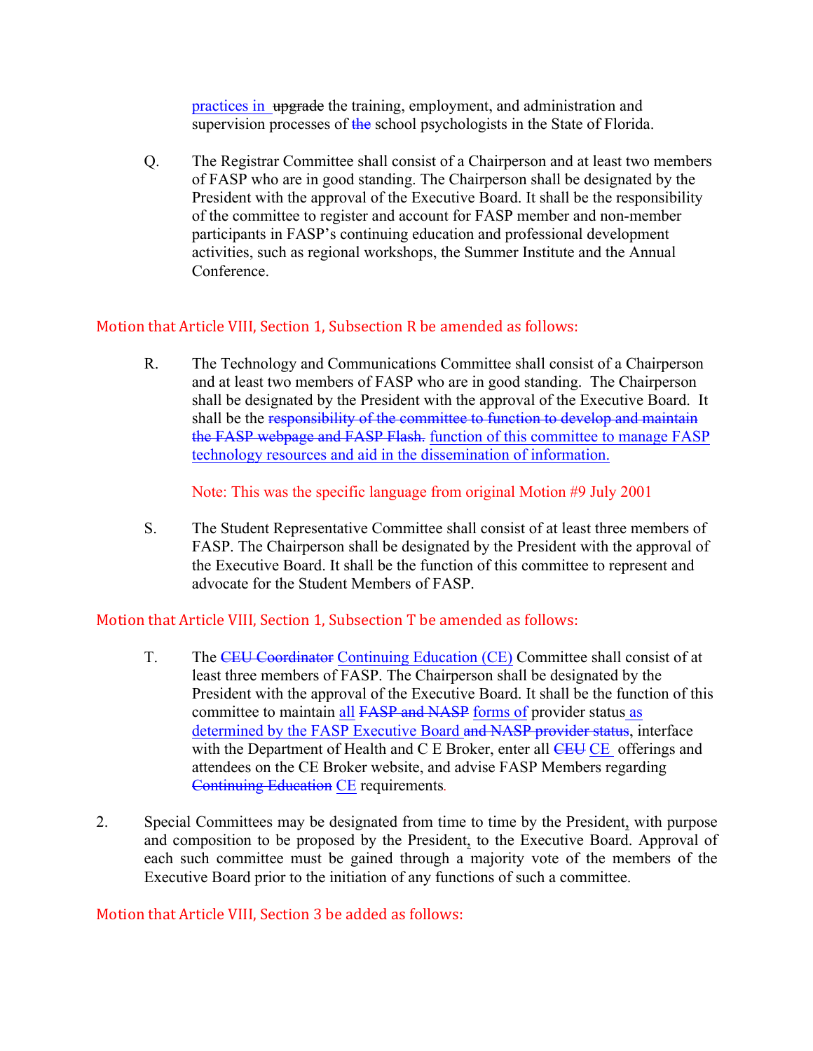practices in ~~upgrade~~ the training, employment, and administration and supervision processes of ~~the~~ school psychologists in the State of Florida.

Q. The Registrar Committee shall consist of a Chairperson and at least two members of FASP who are in good standing. The Chairperson shall be designated by the President with the approval of the Executive Board. It shall be the responsibility of the committee to register and account for FASP member and non-member participants in FASP's continuing education and professional development activities, such as regional workshops, the Summer Institute and the Annual Conference.

Motion that Article VIII, Section 1, Subsection R be amended as follows:

R. The Technology and Communications Committee shall consist of a Chairperson and at least two members of FASP who are in good standing. The Chairperson shall be designated by the President with the approval of the Executive Board. It shall be the ~~responsibility of the committee to function to develop and maintain the FASP webpage and FASP Flash.~~ function of this committee to manage FASP technology resources and aid in the dissemination of information.

Note: This was the specific language from original Motion #9 July 2001

S. The Student Representative Committee shall consist of at least three members of FASP. The Chairperson shall be designated by the President with the approval of the Executive Board. It shall be the function of this committee to represent and advocate for the Student Members of FASP.

Motion that Article VIII, Section 1, Subsection T be amended as follows:

T. The ~~CEU Coordinator~~ Continuing Education (CE) Committee shall consist of at least three members of FASP. The Chairperson shall be designated by the President with the approval of the Executive Board. It shall be the function of this committee to maintain all ~~FASP and NASP~~ forms of provider status as determined by the FASP Executive Board ~~and NASP provider status~~, interface with the Department of Health and C E Broker, enter all ~~CEU~~ CE offerings and attendees on the CE Broker website, and advise FASP Members regarding ~~Continuing Education~~ CE requirements.

2. Special Committees may be designated from time to time by the President, with purpose and composition to be proposed by the President, to the Executive Board. Approval of each such committee must be gained through a majority vote of the members of the Executive Board prior to the initiation of any functions of such a committee.

Motion that Article VIII, Section 3 be added as follows: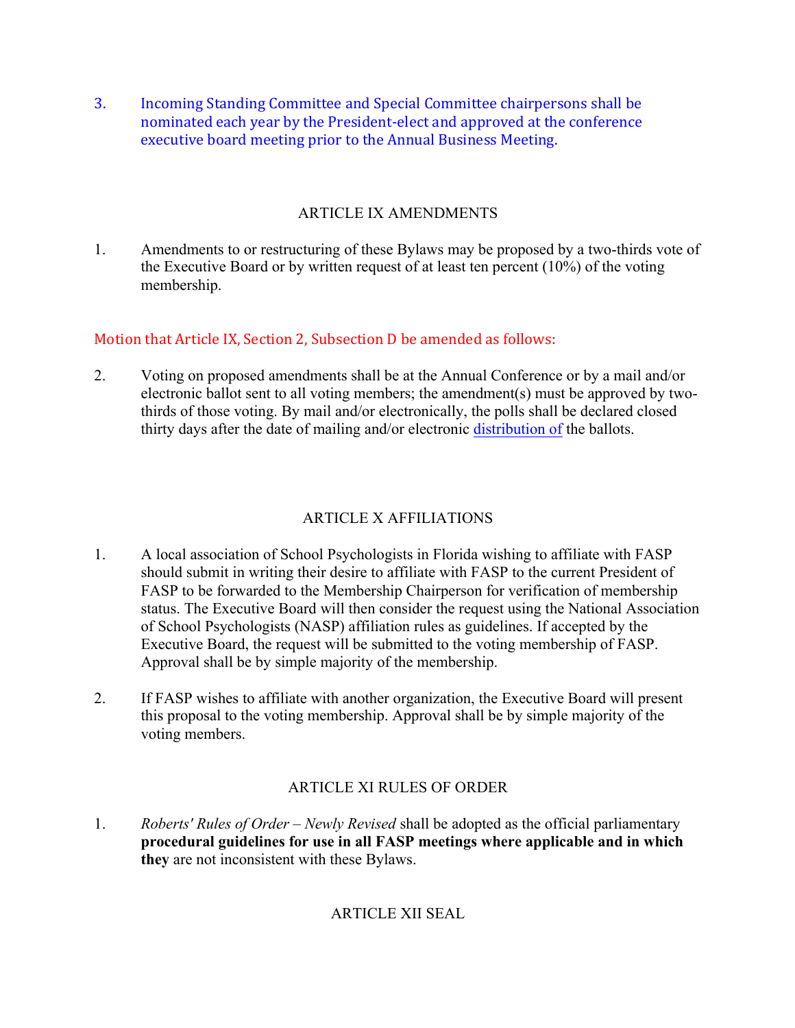3. Incoming Standing Committee and Special Committee chairpersons shall be nominated each year by the President-elect and approved at the conference executive board meeting prior to the Annual Business Meeting.

## ARTICLE IX AMENDMENTS

1. Amendments to or restructuring of these Bylaws may be proposed by a two-thirds vote of the Executive Board or by written request of at least ten percent (10%) of the voting membership.

Motion that Article IX, Section 2, Subsection D be amended as follows:

2. Voting on proposed amendments shall be at the Annual Conference or by a mail and/or electronic ballot sent to all voting members; the amendment(s) must be approved by two-thirds of those voting. By mail and/or electronically, the polls shall be declared closed thirty days after the date of mailing and/or electronic distribution of the ballots.

## ARTICLE X AFFILIATIONS

1. A local association of School Psychologists in Florida wishing to affiliate with FASP should submit in writing their desire to affiliate with FASP to the current President of FASP to be forwarded to the Membership Chairperson for verification of membership status. The Executive Board will then consider the request using the National Association of School Psychologists (NASP) affiliation rules as guidelines. If accepted by the Executive Board, the request will be submitted to the voting membership of FASP. Approval shall be by simple majority of the membership.

2. If FASP wishes to affiliate with another organization, the Executive Board will present this proposal to the voting membership. Approval shall be by simple majority of the voting members.

## ARTICLE XI RULES OF ORDER

1. *Roberts' Rules of Order – Newly Revised* shall be adopted as the official parliamentary **procedural guidelines for use in all FASP meetings where applicable and in which they** are not inconsistent with these Bylaws.

## ARTICLE XII SEAL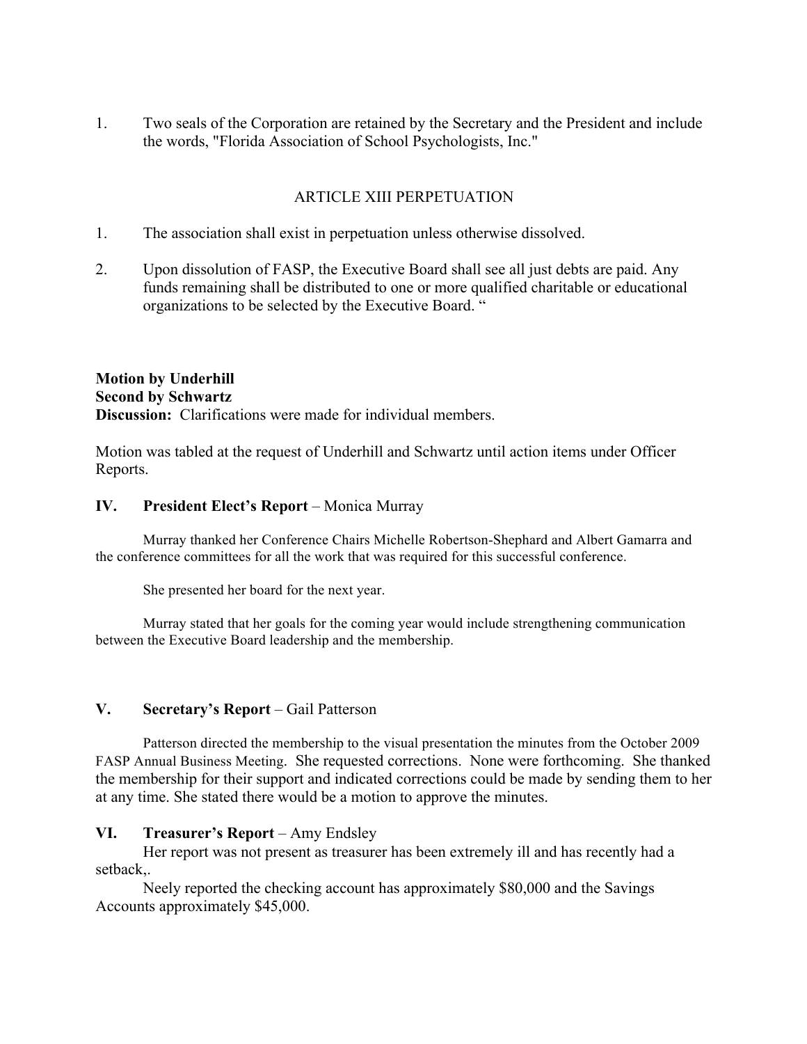1. Two seals of the Corporation are retained by the Secretary and the President and include the words, "Florida Association of School Psychologists, Inc."

ARTICLE XIII PERPETUATION

1. The association shall exist in perpetuation unless otherwise dissolved.

2. Upon dissolution of FASP, the Executive Board shall see all just debts are paid. Any funds remaining shall be distributed to one or more qualified charitable or educational organizations to be selected by the Executive Board. "

**Motion by Underhill**
**Second by Schwartz**
**Discussion:** Clarifications were made for individual members.

Motion was tabled at the request of Underhill and Schwartz until action items under Officer Reports.

## IV. **President Elect's Report** – Monica Murray

Murray thanked her Conference Chairs Michelle Robertson-Shephard and Albert Gamarra and the conference committees for all the work that was required for this successful conference.

She presented her board for the next year.

Murray stated that her goals for the coming year would include strengthening communication between the Executive Board leadership and the membership.

## V. **Secretary's Report** – Gail Patterson

Patterson directed the membership to the visual presentation the minutes from the October 2009 FASP Annual Business Meeting. She requested corrections. None were forthcoming. She thanked the membership for their support and indicated corrections could be made by sending them to her at any time. She stated there would be a motion to approve the minutes.

## VI. **Treasurer's Report** – Amy Endsley

Her report was not present as treasurer has been extremely ill and has recently had a setback,.

Neely reported the checking account has approximately $80,000 and the Savings Accounts approximately $45,000.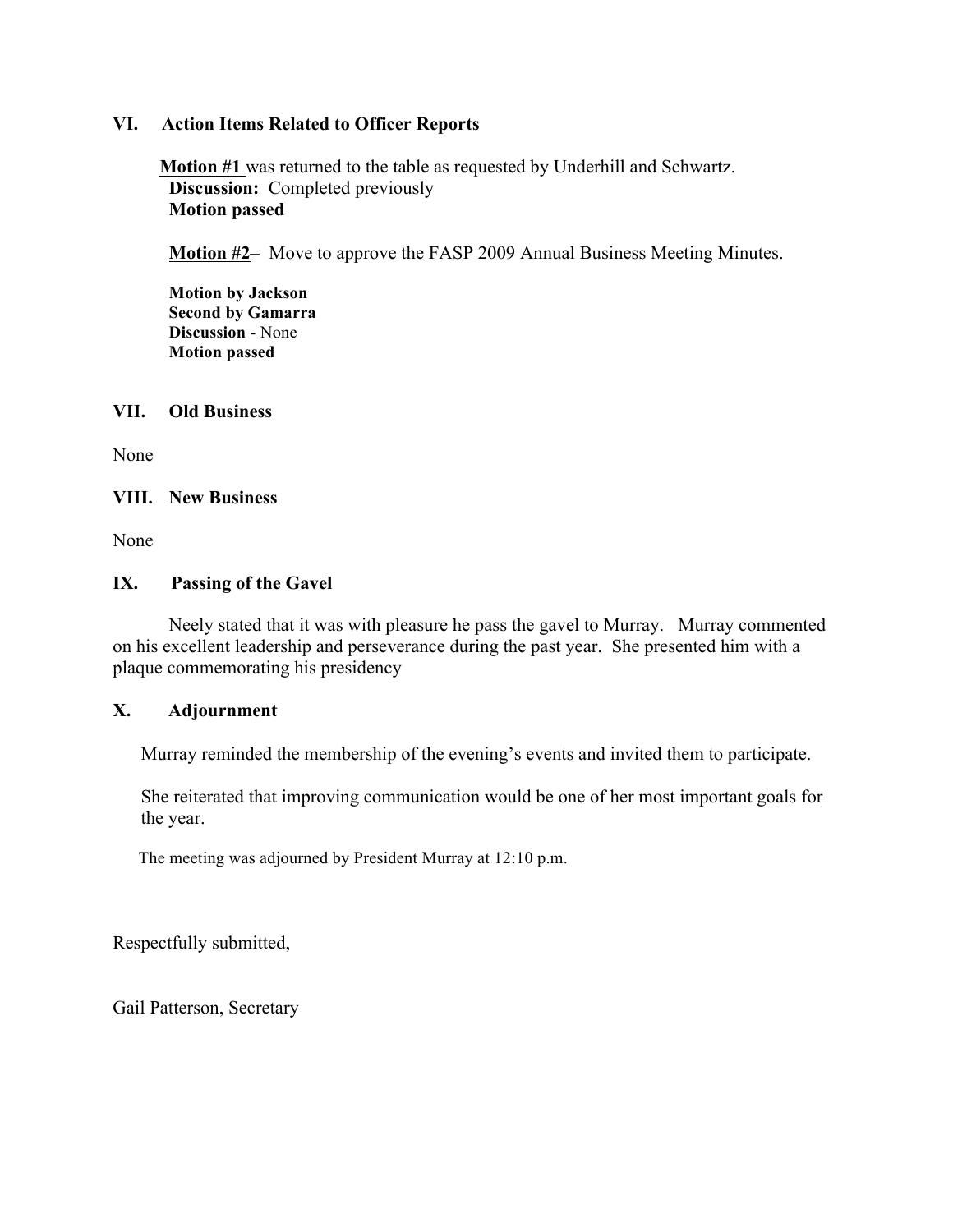## VI. Action Items Related to Officer Reports

**Motion #1** was returned to the table as requested by Underhill and Schwartz.
**Discussion:** Completed previously
**Motion passed**

**Motion #2**– Move to approve the FASP 2009 Annual Business Meeting Minutes.

**Motion by Jackson**
**Second by Gamarra**
**Discussion** - None
**Motion passed**

## VII. Old Business

None

## VIII. New Business

None

## IX. Passing of the Gavel

Neely stated that it was with pleasure he pass the gavel to Murray. Murray commented on his excellent leadership and perseverance during the past year. She presented him with a plaque commemorating his presidency

## X. Adjournment

Murray reminded the membership of the evening's events and invited them to participate.

She reiterated that improving communication would be one of her most important goals for the year.

The meeting was adjourned by President Murray at 12:10 p.m.

Respectfully submitted,

Gail Patterson, Secretary